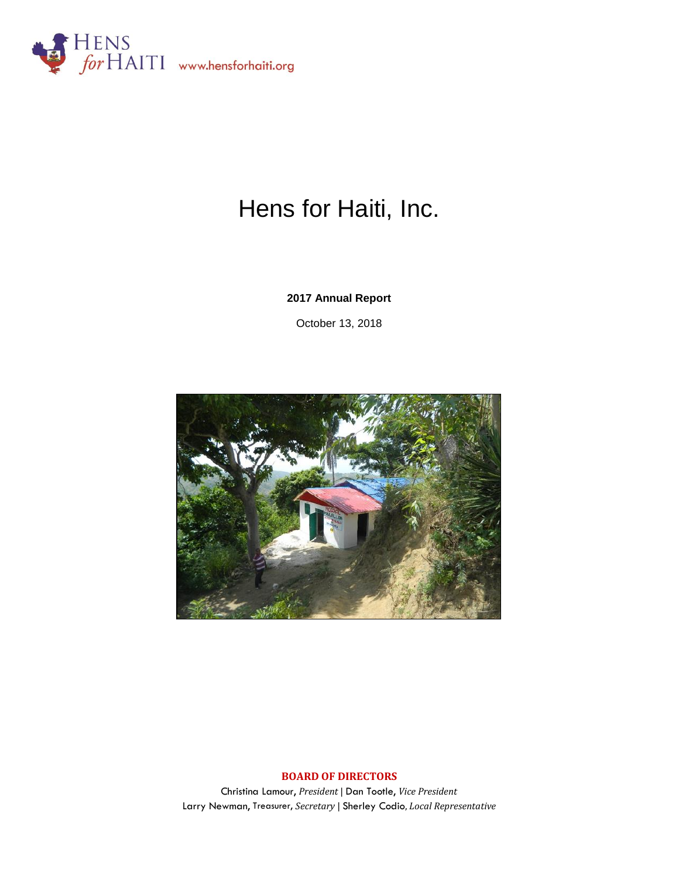HENS *for* HAITI www.hensforhaiti.org

# Hens for Haiti, Inc.

**2017 Annual Report**

October 13, 2018

**BOARD OF DIRECTORS**

Christina Lamour, *President* | Dan Tootle, *Vice President*
Larry Newman, Treasurer, *Secretary* | Sherley Codio, *Local Representative*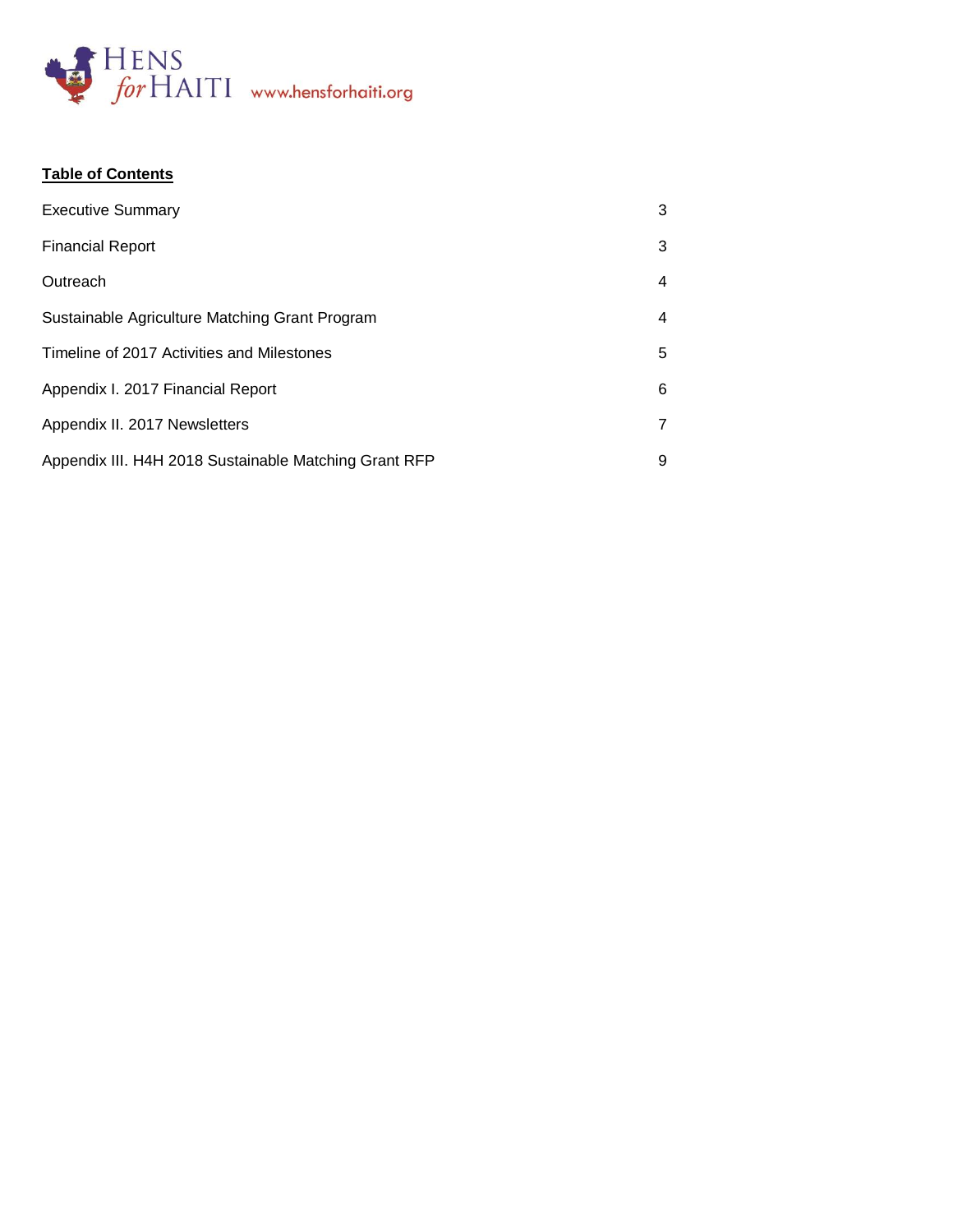HENS *for* HAITI www.hensforhaiti.org

**Table of Contents**

| | |
|---|---|
| Executive Summary | 3 |
| Financial Report | 3 |
| Outreach | 4 |
| Sustainable Agriculture Matching Grant Program | 4 |
| Timeline of 2017 Activities and Milestones | 5 |
| Appendix I. 2017 Financial Report | 6 |
| Appendix II. 2017 Newsletters | 7 |
| Appendix III. H4H 2018 Sustainable Matching Grant RFP | 9 |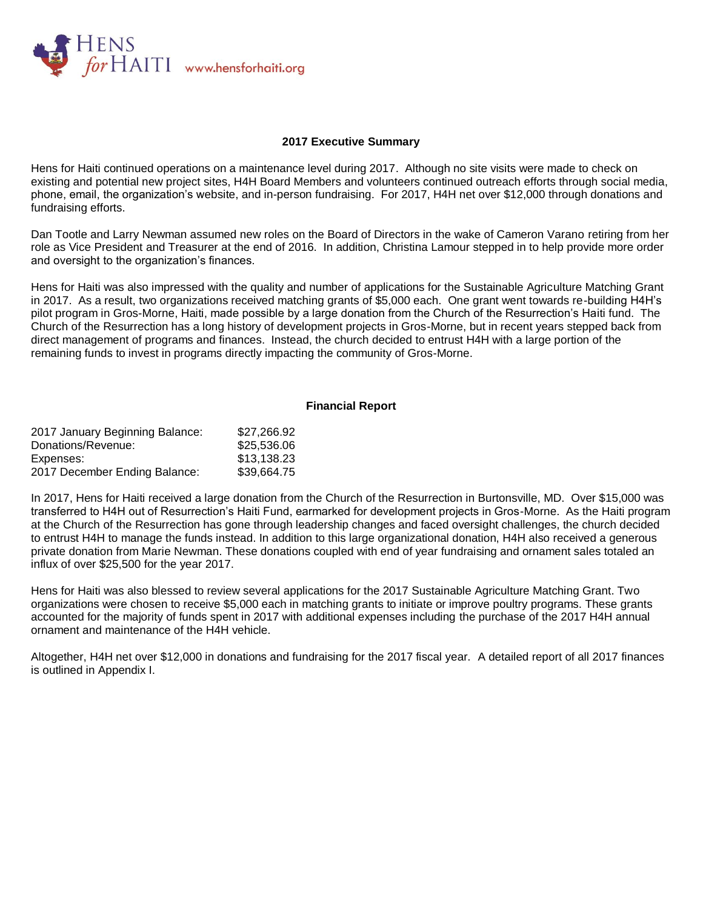Hens *for* Haiti www.hensforhaiti.org

## 2017 Executive Summary

Hens for Haiti continued operations on a maintenance level during 2017. Although no site visits were made to check on existing and potential new project sites, H4H Board Members and volunteers continued outreach efforts through social media, phone, email, the organization's website, and in-person fundraising. For 2017, H4H net over $12,000 through donations and fundraising efforts.

Dan Tootle and Larry Newman assumed new roles on the Board of Directors in the wake of Cameron Varano retiring from her role as Vice President and Treasurer at the end of 2016. In addition, Christina Lamour stepped in to help provide more order and oversight to the organization's finances.

Hens for Haiti was also impressed with the quality and number of applications for the Sustainable Agriculture Matching Grant in 2017. As a result, two organizations received matching grants of $5,000 each. One grant went towards re-building H4H's pilot program in Gros-Morne, Haiti, made possible by a large donation from the Church of the Resurrection's Haiti fund. The Church of the Resurrection has a long history of development projects in Gros-Morne, but in recent years stepped back from direct management of programs and finances. Instead, the church decided to entrust H4H with a large portion of the remaining funds to invest in programs directly impacting the community of Gros-Morne.

## Financial Report

| | |
|---|---|
| 2017 January Beginning Balance: | $27,266.92 |
| Donations/Revenue: | $25,536.06 |
| Expenses: | $13,138.23 |
| 2017 December Ending Balance: | $39,664.75 |

In 2017, Hens for Haiti received a large donation from the Church of the Resurrection in Burtonsville, MD. Over $15,000 was transferred to H4H out of Resurrection's Haiti Fund, earmarked for development projects in Gros-Morne. As the Haiti program at the Church of the Resurrection has gone through leadership changes and faced oversight challenges, the church decided to entrust H4H to manage the funds instead. In addition to this large organizational donation, H4H also received a generous private donation from Marie Newman. These donations coupled with end of year fundraising and ornament sales totaled an influx of over $25,500 for the year 2017.

Hens for Haiti was also blessed to review several applications for the 2017 Sustainable Agriculture Matching Grant. Two organizations were chosen to receive $5,000 each in matching grants to initiate or improve poultry programs. These grants accounted for the majority of funds spent in 2017 with additional expenses including the purchase of the 2017 H4H annual ornament and maintenance of the H4H vehicle.

Altogether, H4H net over $12,000 in donations and fundraising for the 2017 fiscal year. A detailed report of all 2017 finances is outlined in Appendix I.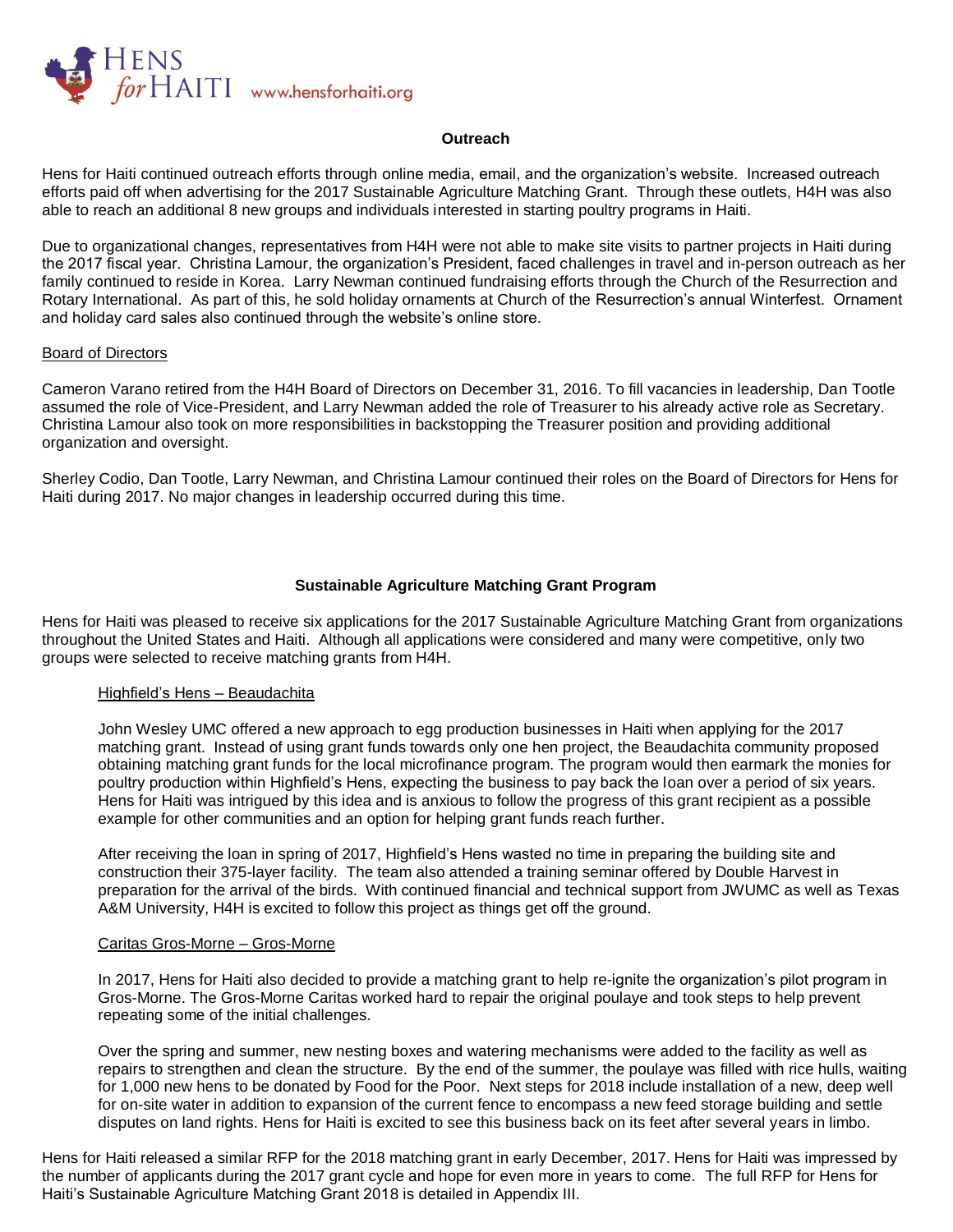### Outreach

Hens for Haiti continued outreach efforts through online media, email, and the organization's website. Increased outreach efforts paid off when advertising for the 2017 Sustainable Agriculture Matching Grant. Through these outlets, H4H was also able to reach an additional 8 new groups and individuals interested in starting poultry programs in Haiti.

Due to organizational changes, representatives from H4H were not able to make site visits to partner projects in Haiti during the 2017 fiscal year. Christina Lamour, the organization's President, faced challenges in travel and in-person outreach as her family continued to reside in Korea. Larry Newman continued fundraising efforts through the Church of the Resurrection and Rotary International. As part of this, he sold holiday ornaments at Church of the Resurrection's annual Winterfest. Ornament and holiday card sales also continued through the website's online store.

Board of Directors

Cameron Varano retired from the H4H Board of Directors on December 31, 2016. To fill vacancies in leadership, Dan Tootle assumed the role of Vice-President, and Larry Newman added the role of Treasurer to his already active role as Secretary. Christina Lamour also took on more responsibilities in backstopping the Treasurer position and providing additional organization and oversight.

Sherley Codio, Dan Tootle, Larry Newman, and Christina Lamour continued their roles on the Board of Directors for Hens for Haiti during 2017. No major changes in leadership occurred during this time.

### Sustainable Agriculture Matching Grant Program

Hens for Haiti was pleased to receive six applications for the 2017 Sustainable Agriculture Matching Grant from organizations throughout the United States and Haiti. Although all applications were considered and many were competitive, only two groups were selected to receive matching grants from H4H.

Highfield's Hens – Beaudachita

John Wesley UMC offered a new approach to egg production businesses in Haiti when applying for the 2017 matching grant. Instead of using grant funds towards only one hen project, the Beaudachita community proposed obtaining matching grant funds for the local microfinance program. The program would then earmark the monies for poultry production within Highfield's Hens, expecting the business to pay back the loan over a period of six years. Hens for Haiti was intrigued by this idea and is anxious to follow the progress of this grant recipient as a possible example for other communities and an option for helping grant funds reach further.

After receiving the loan in spring of 2017, Highfield's Hens wasted no time in preparing the building site and construction their 375-layer facility. The team also attended a training seminar offered by Double Harvest in preparation for the arrival of the birds. With continued financial and technical support from JWUMC as well as Texas A&M University, H4H is excited to follow this project as things get off the ground.

Caritas Gros-Morne – Gros-Morne

In 2017, Hens for Haiti also decided to provide a matching grant to help re-ignite the organization's pilot program in Gros-Morne. The Gros-Morne Caritas worked hard to repair the original poulaye and took steps to help prevent repeating some of the initial challenges.

Over the spring and summer, new nesting boxes and watering mechanisms were added to the facility as well as repairs to strengthen and clean the structure. By the end of the summer, the poulaye was filled with rice hulls, waiting for 1,000 new hens to be donated by Food for the Poor. Next steps for 2018 include installation of a new, deep well for on-site water in addition to expansion of the current fence to encompass a new feed storage building and settle disputes on land rights. Hens for Haiti is excited to see this business back on its feet after several years in limbo.

Hens for Haiti released a similar RFP for the 2018 matching grant in early December, 2017. Hens for Haiti was impressed by the number of applicants during the 2017 grant cycle and hope for even more in years to come. The full RFP for Hens for Haiti's Sustainable Agriculture Matching Grant 2018 is detailed in Appendix III.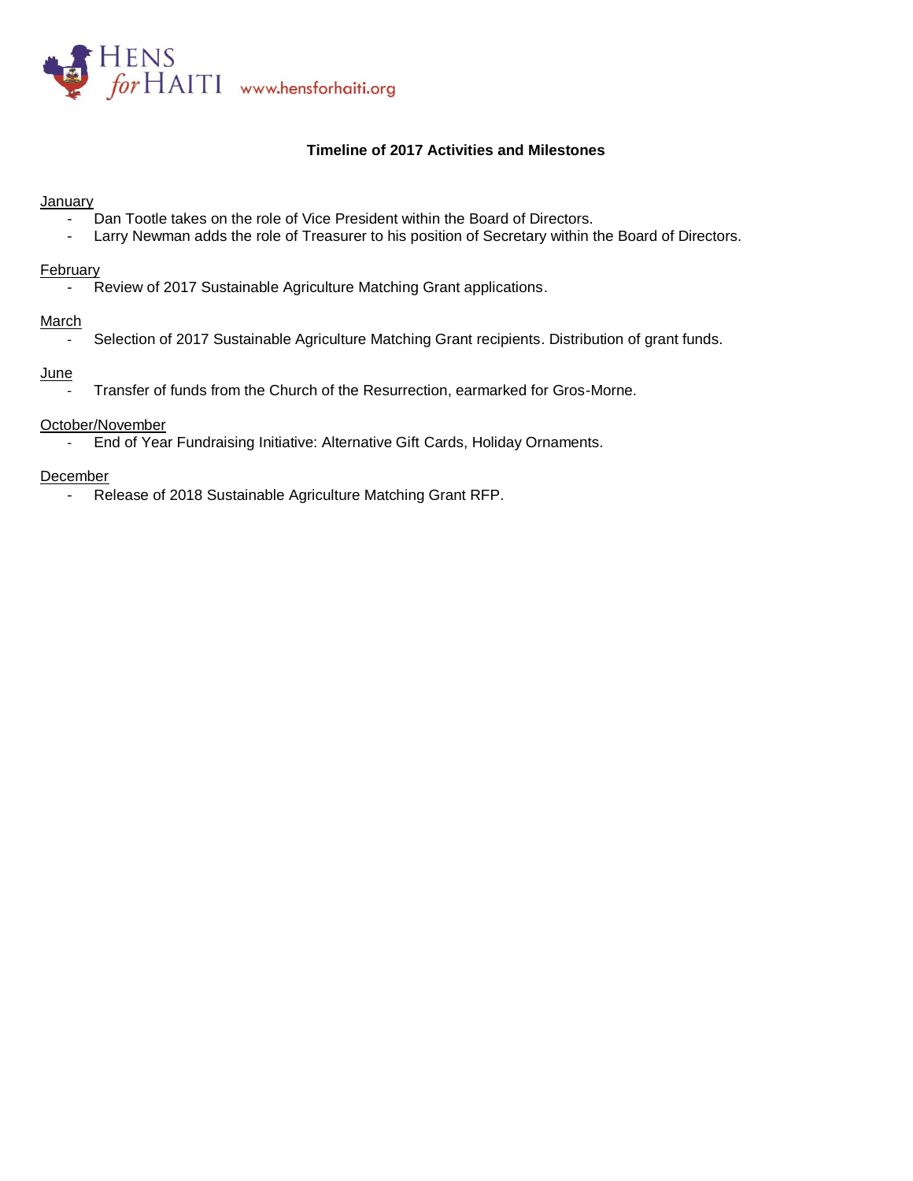HENS *for* HAITI www.hensforhaiti.org

## Timeline of 2017 Activities and Milestones

January

- Dan Tootle takes on the role of Vice President within the Board of Directors.
- Larry Newman adds the role of Treasurer to his position of Secretary within the Board of Directors.

February

- Review of 2017 Sustainable Agriculture Matching Grant applications.

March

- Selection of 2017 Sustainable Agriculture Matching Grant recipients. Distribution of grant funds.

June

- Transfer of funds from the Church of the Resurrection, earmarked for Gros-Morne.

October/November

- End of Year Fundraising Initiative: Alternative Gift Cards, Holiday Ornaments.

December

- Release of 2018 Sustainable Agriculture Matching Grant RFP.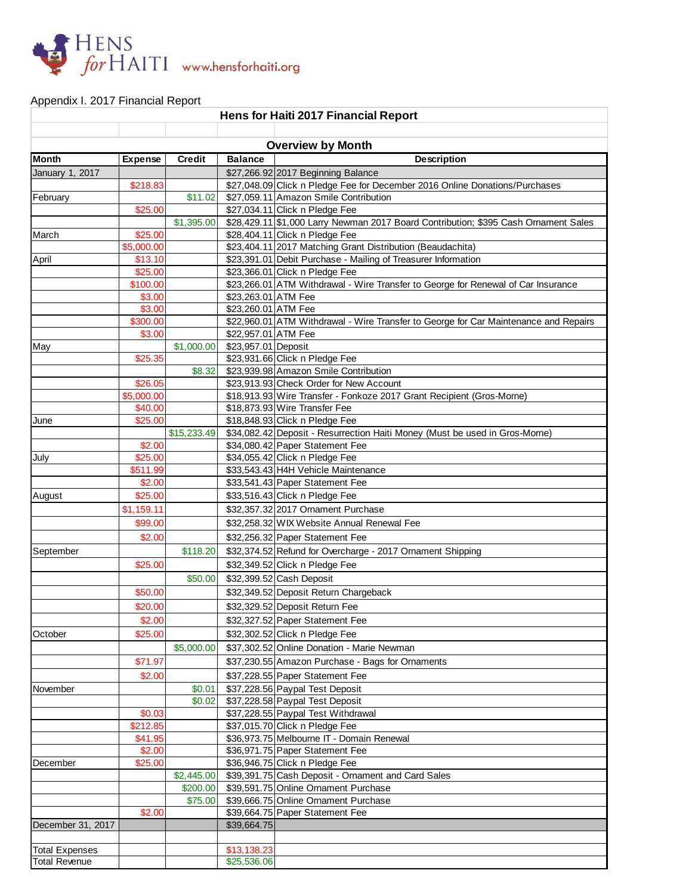HENS for HAITI www.hensforhaiti.org

Appendix I. 2017 Financial Report

| Hens for Haiti 2017 Financial Report | | | | |
|---|---|---|---|---|
| | | | | |
| **Overview by Month** | | | | |
| **Month** | **Expense** | **Credit** | **Balance** | **Description** |
| January 1, 2017 | | | $27,266.92 | 2017 Beginning Balance |
| | $218.83 | | $27,048.09 | Click n Pledge Fee for December 2016 Online Donations/Purchases |
| February | | $11.02 | $27,059.11 | Amazon Smile Contribution |
| | $25.00 | | $27,034.11 | Click n Pledge Fee |
| | | $1,395.00 | $28,429.11 | $1,000 Larry Newman 2017 Board Contribution; $395 Cash Ornament Sales |
| March | $25.00 | | $28,404.11 | Click n Pledge Fee |
| | $5,000.00 | | $23,404.11 | 2017 Matching Grant Distribution (Beaudachita) |
| April | $13.10 | | $23,391.01 | Debit Purchase - Mailing of Treasurer Information |
| | $25.00 | | $23,366.01 | Click n Pledge Fee |
| | $100.00 | | $23,266.01 | ATM Withdrawal - Wire Transfer to George for Renewal of Car Insurance |
| | $3.00 | | $23,263.01 | ATM Fee |
| | $3.00 | | $23,260.01 | ATM Fee |
| | $300.00 | | $22,960.01 | ATM Withdrawal - Wire Transfer to George for Car Maintenance and Repairs |
| | $3.00 | | $22,957.01 | ATM Fee |
| May | | $1,000.00 | $23,957.01 | Deposit |
| | $25.35 | | $23,931.66 | Click n Pledge Fee |
| | | $8.32 | $23,939.98 | Amazon Smile Contribution |
| | $26.05 | | $23,913.93 | Check Order for New Account |
| | $5,000.00 | | $18,913.93 | Wire Transfer - Fonkoze 2017 Grant Recipient (Gros-Morne) |
| | $40.00 | | $18,873.93 | Wire Transfer Fee |
| June | $25.00 | | $18,848.93 | Click n Pledge Fee |
| | | $15,233.49 | $34,082.42 | Deposit - Resurrection Haiti Money (Must be used in Gros-Morne) |
| | $2.00 | | $34,080.42 | Paper Statement Fee |
| July | $25.00 | | $34,055.42 | Click n Pledge Fee |
| | $511.99 | | $33,543.43 | H4H Vehicle Maintenance |
| | $2.00 | | $33,541.43 | Paper Statement Fee |
| August | $25.00 | | $33,516.43 | Click n Pledge Fee |
| | $1,159.11 | | $32,357.32 | 2017 Ornament Purchase |
| | $99.00 | | $32,258.32 | WIX Website Annual Renewal Fee |
| | $2.00 | | $32,256.32 | Paper Statement Fee |
| September | | $118.20 | $32,374.52 | Refund for Overcharge - 2017 Ornament Shipping |
| | $25.00 | | $32,349.52 | Click n Pledge Fee |
| | | $50.00 | $32,399.52 | Cash Deposit |
| | $50.00 | | $32,349.52 | Deposit Return Chargeback |
| | $20.00 | | $32,329.52 | Deposit Return Fee |
| | $2.00 | | $32,327.52 | Paper Statement Fee |
| October | $25.00 | | $32,302.52 | Click n Pledge Fee |
| | | $5,000.00 | $37,302.52 | Online Donation - Marie Newman |
| | $71.97 | | $37,230.55 | Amazon Purchase - Bags for Ornaments |
| | $2.00 | | $37,228.55 | Paper Statement Fee |
| November | | $0.01 | $37,228.56 | Paypal Test Deposit |
| | | $0.02 | $37,228.58 | Paypal Test Deposit |
| | $0.03 | | $37,228.55 | Paypal Test Withdrawal |
| | $212.85 | | $37,015.70 | Click n Pledge Fee |
| | $41.95 | | $36,973.75 | Melbourne IT - Domain Renewal |
| | $2.00 | | $36,971.75 | Paper Statement Fee |
| December | $25.00 | | $36,946.75 | Click n Pledge Fee |
| | | $2,445.00 | $39,391.75 | Cash Deposit - Ornament and Card Sales |
| | | $200.00 | $39,591.75 | Online Ornament Purchase |
| | | $75.00 | $39,666.75 | Online Ornament Purchase |
| | $2.00 | | $39,664.75 | Paper Statement Fee |
| December 31, 2017 | | | $39,664.75 | |
| | | | | |
| Total Expenses | | | $13,138.23 | |
| Total Revenue | | | $25,536.06 | |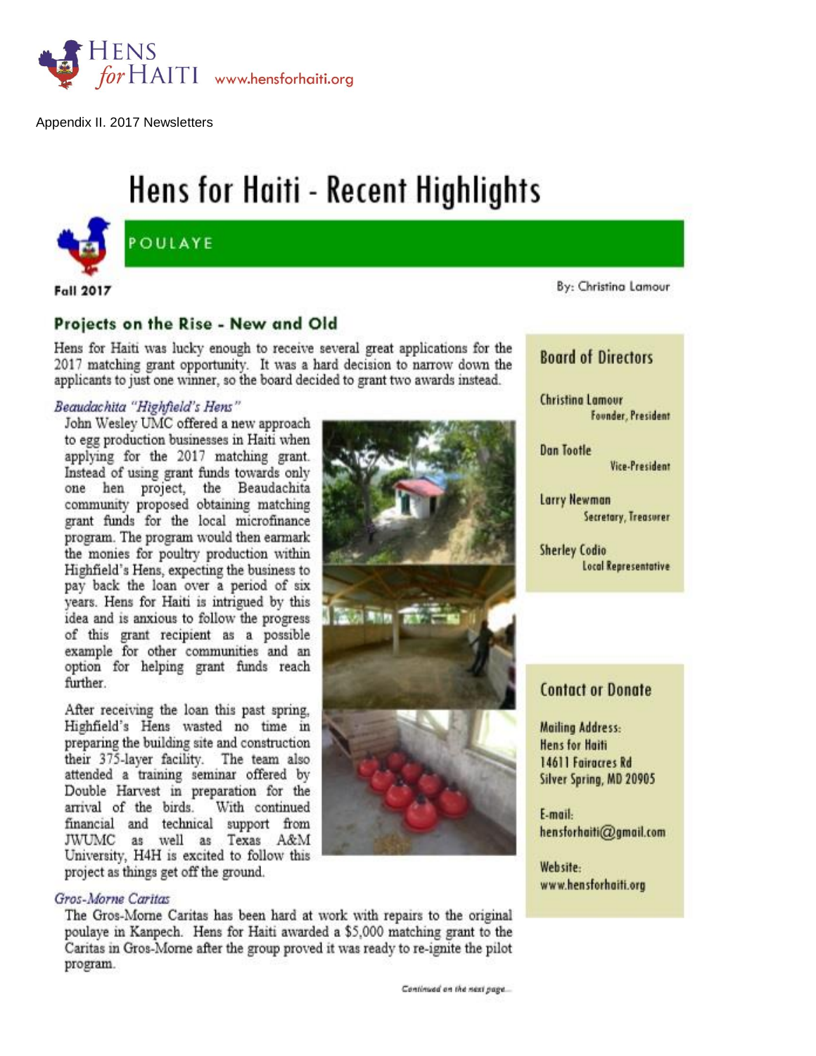Hens for Haiti www.hensforhaiti.org

Appendix II. 2017 Newsletters

# Hens for Haiti - Recent Highlights

POULAYE

**Fall 2017**

By: Christina Lamour

## Projects on the Rise - New and Old

Hens for Haiti was lucky enough to receive several great applications for the 2017 matching grant opportunity. It was a hard decision to narrow down the applicants to just one winner, so the board decided to grant two awards instead.

### *Beaudachita "Highfield's Hens"*

John Wesley UMC offered a new approach to egg production businesses in Haiti when applying for the 2017 matching grant. Instead of using grant funds towards only one hen project, the Beaudachita community proposed obtaining matching grant funds for the local microfinance program. The program would then earmark the monies for poultry production within Highfield's Hens, expecting the business to pay back the loan over a period of six years. Hens for Haiti is intrigued by this idea and is anxious to follow the progress of this grant recipient as a possible example for other communities and an option for helping grant funds reach further.

After receiving the loan this past spring, Highfield's Hens wasted no time in preparing the building site and construction their 375-layer facility. The team also attended a training seminar offered by Double Harvest in preparation for the arrival of the birds. With continued financial and technical support from JWUMC as well as Texas A&M University, H4H is excited to follow this project as things get off the ground.

### *Gros-Morne Caritas*

The Gros-Morne Caritas has been hard at work with repairs to the original poulaye in Kanpech. Hens for Haiti awarded a $5,000 matching grant to the Caritas in Gros-Morne after the group proved it was ready to re-ignite the pilot program.

*Continued on the next page...*

### Board of Directors

Christina Lamour
Founder, President

Dan Tootle
Vice-President

Larry Newman
Secretary, Treasurer

Sherley Codio
Local Representative

### Contact or Donate

Mailing Address:
Hens for Haiti
14611 Fairacres Rd
Silver Spring, MD 20905

E-mail:
hensforhaiti@gmail.com

Website:
www.hensforhaiti.org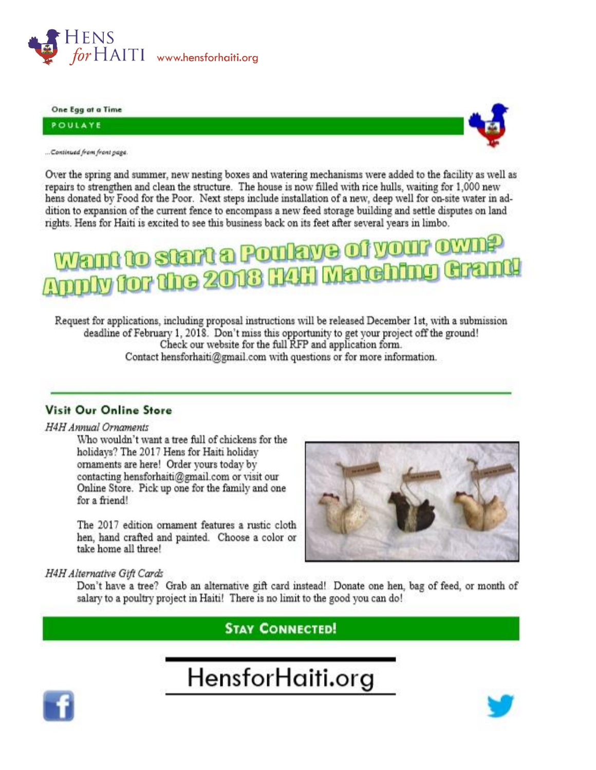One Egg at a Time

## POULAYE

*...Continued from front page.*

Over the spring and summer, new nesting boxes and watering mechanisms were added to the facility as well as repairs to strengthen and clean the structure. The house is now filled with rice hulls, waiting for 1,000 new hens donated by Food for the Poor. Next steps include installation of a new, deep well for on-site water in addition to expansion of the current fence to encompass a new feed storage building and settle disputes on land rights. Hens for Haiti is excited to see this business back on its feet after several years in limbo.

# Want to start a Poulaye of your own? Apply for the 2018 H4H Matching Grant!

Request for applications, including proposal instructions will be released December 1st, with a submission deadline of February 1, 2018. Don't miss this opportunity to get your project off the ground!
Check our website for the full RFP and application form.
Contact hensforhaiti@gmail.com with questions or for more information.

## Visit Our Online Store

*H4H Annual Ornaments*

Who wouldn't want a tree full of chickens for the holidays? The 2017 Hens for Haiti holiday ornaments are here! Order yours today by contacting hensforhaiti@gmail.com or visit our Online Store. Pick up one for the family and one for a friend!

The 2017 edition ornament features a rustic cloth hen, hand crafted and painted. Choose a color or take home all three!

*H4H Alternative Gift Cards*

Don't have a tree? Grab an alternative gift card instead! Donate one hen, bag of feed, or month of salary to a poultry project in Haiti! There is no limit to the good you can do!

## Stay Connected!

HensforHaiti.org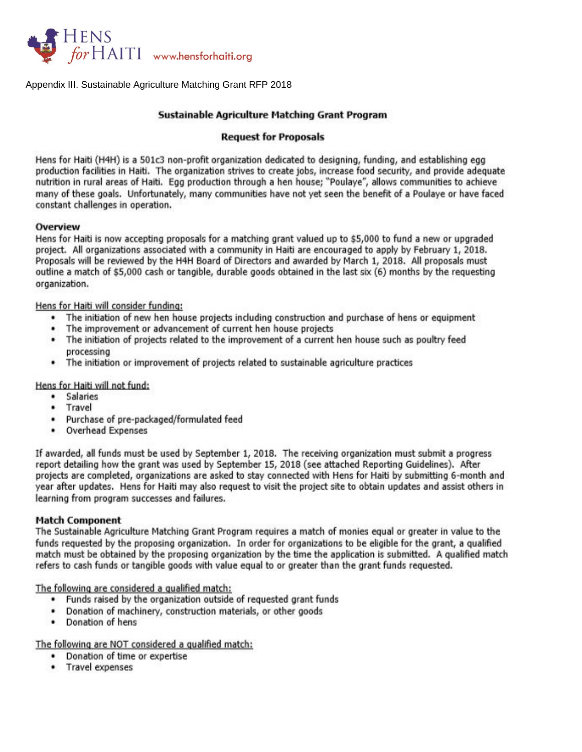HENS *for* HAITI www.hensforhaiti.org

Appendix III. Sustainable Agriculture Matching Grant RFP 2018

## Sustainable Agriculture Matching Grant Program

### Request for Proposals

Hens for Haiti (H4H) is a 501c3 non-profit organization dedicated to designing, funding, and establishing egg production facilities in Haiti. The organization strives to create jobs, increase food security, and provide adequate nutrition in rural areas of Haiti. Egg production through a hen house; "Poulaye", allows communities to achieve many of these goals. Unfortunately, many communities have not yet seen the benefit of a Poulaye or have faced constant challenges in operation.

### Overview

Hens for Haiti is now accepting proposals for a matching grant valued up to $5,000 to fund a new or upgraded project. All organizations associated with a community in Haiti are encouraged to apply by February 1, 2018. Proposals will be reviewed by the H4H Board of Directors and awarded by March 1, 2018. All proposals must outline a match of $5,000 cash or tangible, durable goods obtained in the last six (6) months by the requesting organization.

Hens for Haiti will consider funding:

- The initiation of new hen house projects including construction and purchase of hens or equipment
- The improvement or advancement of current hen house projects
- The initiation of projects related to the improvement of a current hen house such as poultry feed processing
- The initiation or improvement of projects related to sustainable agriculture practices

Hens for Haiti will not fund:

- Salaries
- Travel
- Purchase of pre-packaged/formulated feed
- Overhead Expenses

If awarded, all funds must be used by September 1, 2018. The receiving organization must submit a progress report detailing how the grant was used by September 15, 2018 (see attached Reporting Guidelines). After projects are completed, organizations are asked to stay connected with Hens for Haiti by submitting 6-month and year after updates. Hens for Haiti may also request to visit the project site to obtain updates and assist others in learning from program successes and failures.

### Match Component

The Sustainable Agriculture Matching Grant Program requires a match of monies equal or greater in value to the funds requested by the proposing organization. In order for organizations to be eligible for the grant, a qualified match must be obtained by the proposing organization by the time the application is submitted. A qualified match refers to cash funds or tangible goods with value equal to or greater than the grant funds requested.

The following are considered a qualified match:

- Funds raised by the organization outside of requested grant funds
- Donation of machinery, construction materials, or other goods
- Donation of hens

The following are NOT considered a qualified match:

- Donation of time or expertise
- Travel expenses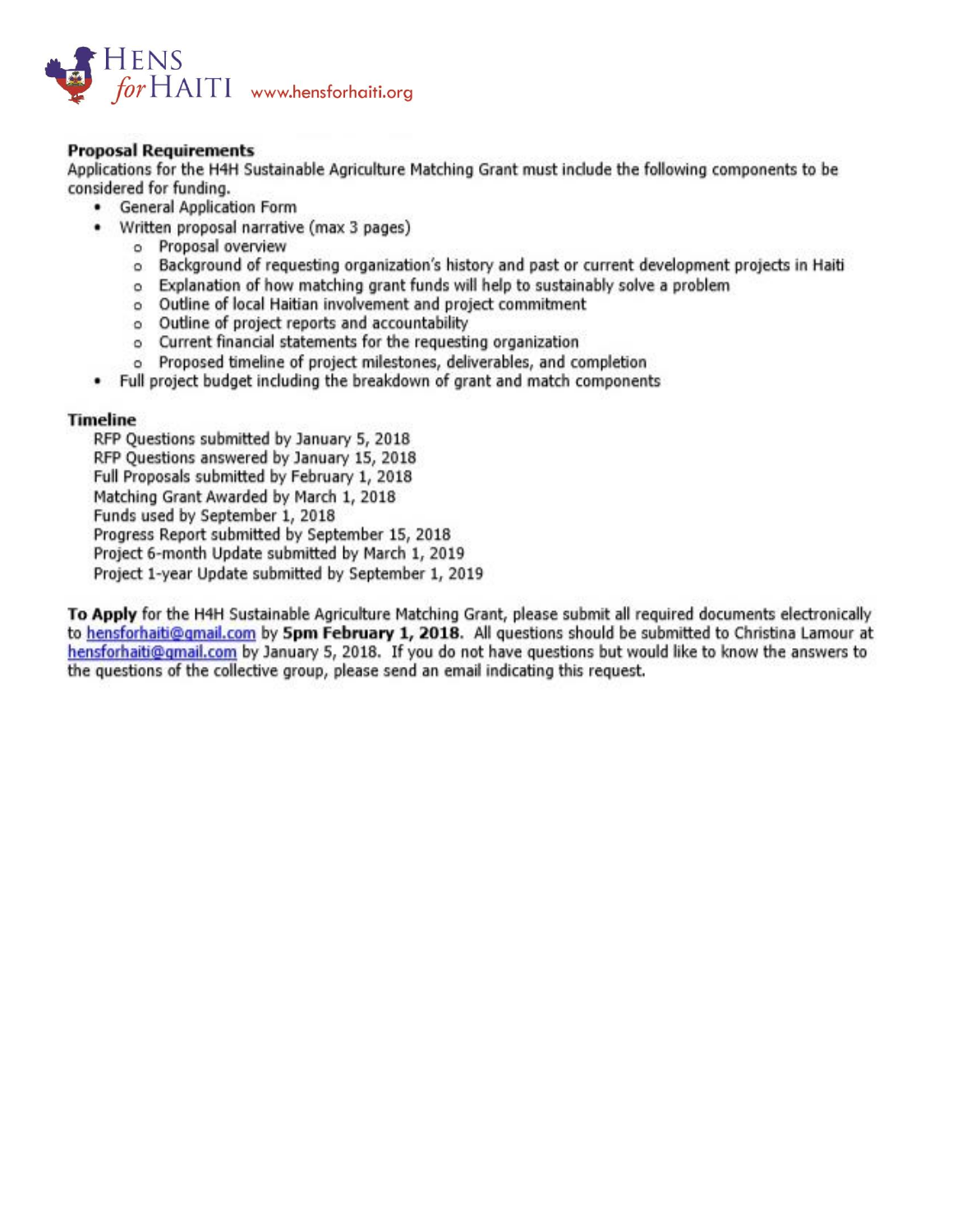**Proposal Requirements**

Applications for the H4H Sustainable Agriculture Matching Grant must include the following components to be considered for funding.

- General Application Form
- Written proposal narrative (max 3 pages)
    - Proposal overview
    - Background of requesting organization's history and past or current development projects in Haiti
    - Explanation of how matching grant funds will help to sustainably solve a problem
    - Outline of local Haitian involvement and project commitment
    - Outline of project reports and accountability
    - Current financial statements for the requesting organization
    - Proposed timeline of project milestones, deliverables, and completion
- Full project budget including the breakdown of grant and match components

**Timeline**

RFP Questions submitted by January 5, 2018
RFP Questions answered by January 15, 2018
Full Proposals submitted by February 1, 2018
Matching Grant Awarded by March 1, 2018
Funds used by September 1, 2018
Progress Report submitted by September 15, 2018
Project 6-month Update submitted by March 1, 2019
Project 1-year Update submitted by September 1, 2019

**To Apply** for the H4H Sustainable Agriculture Matching Grant, please submit all required documents electronically to hensforhaiti@gmail.com by **5pm February 1, 2018.** All questions should be submitted to Christina Lamour at hensforhaiti@gmail.com by January 5, 2018. If you do not have questions but would like to know the answers to the questions of the collective group, please send an email indicating this request.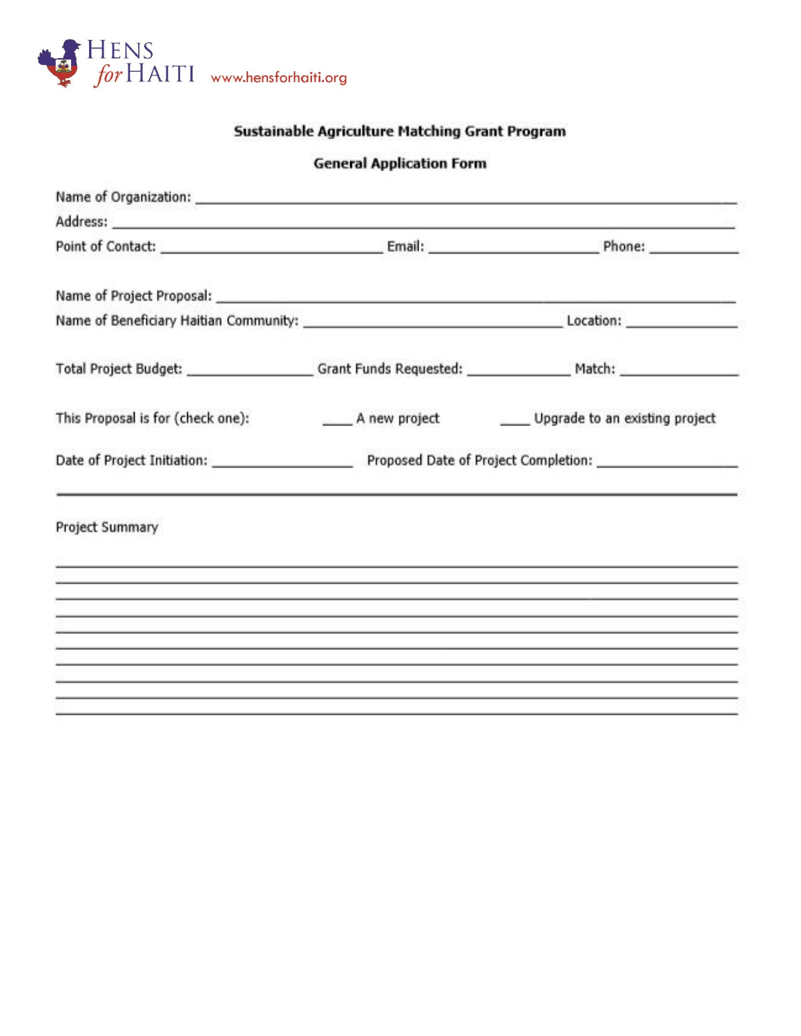HENS *for* HAITI www.hensforhaiti.org

## Sustainable Agriculture Matching Grant Program

### General Application Form

Name of Organization: ______________________________________________

Address: ______________________________________________

Point of Contact: ______________________ Email: ____________________ Phone: __________

Name of Project Proposal: ______________________________________________

Name of Beneficiary Haitian Community: ______________________ Location: __________

Total Project Budget: ______________ Grant Funds Requested: ____________ Match: ______________

This Proposal is for (check one): ____ A new project ____ Upgrade to an existing project

Date of Project Initiation: ________________ Proposed Date of Project Completion: ________________

---

Project Summary

______________________________________________

______________________________________________

______________________________________________

______________________________________________

______________________________________________

______________________________________________

______________________________________________

______________________________________________

______________________________________________

______________________________________________